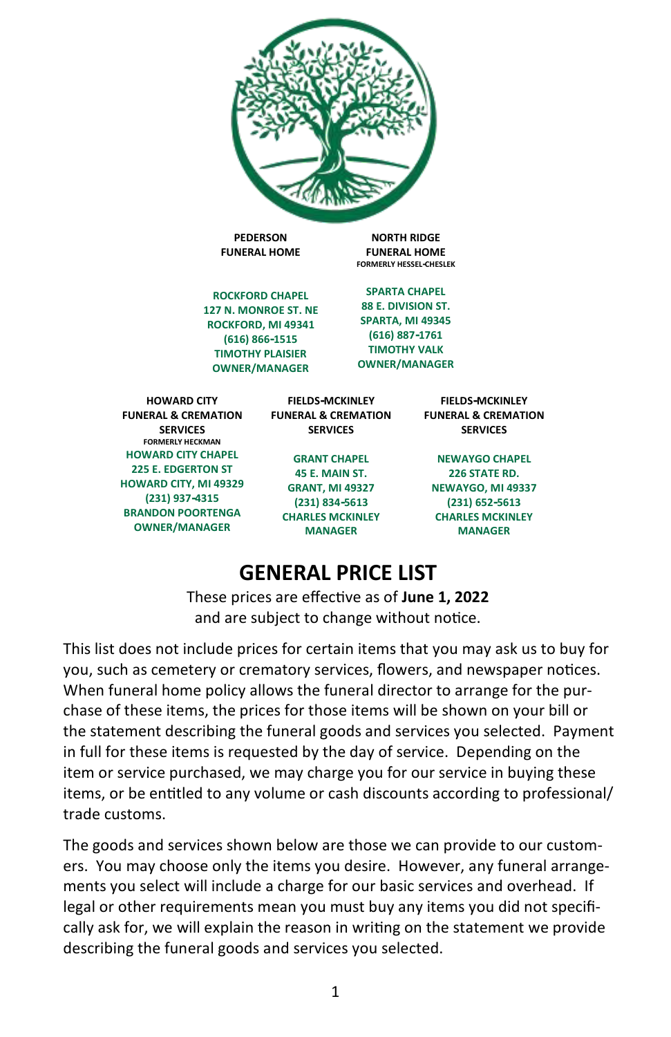**PEDERSON FUNERAL HOME**

ROCKFORD CHAPEL
127 N. MONROE ST. NE
ROCKFORD, MI 49341
(616) 866-1515
TIMOTHY PLAISIER
OWNER/MANAGER

**NORTH RIDGE FUNERAL HOME**
FORMERLY HESSEL-CHESLEK

SPARTA CHAPEL
88 E. DIVISION ST.
SPARTA, MI 49345
(616) 887-1761
TIMOTHY VALK
OWNER/MANAGER

**HOWARD CITY FUNERAL & CREMATION SERVICES**
FORMERLY HECKMAN

HOWARD CITY CHAPEL
225 E. EDGERTON ST
HOWARD CITY, MI 49329
(231) 937-4315
BRANDON POORTENGA
OWNER/MANAGER

**FIELDS-MCKINLEY FUNERAL & CREMATION SERVICES**

GRANT CHAPEL
45 E. MAIN ST.
GRANT, MI 49327
(231) 834-5613
CHARLES MCKINLEY
MANAGER

**FIELDS-MCKINLEY FUNERAL & CREMATION SERVICES**

NEWAYGO CHAPEL
226 STATE RD.
NEWAYGO, MI 49337
(231) 652-5613
CHARLES MCKINLEY
MANAGER

# GENERAL PRICE LIST

These prices are effective as of **June 1, 2022** and are subject to change without notice.

This list does not include prices for certain items that you may ask us to buy for you, such as cemetery or crematory services, flowers, and newspaper notices. When funeral home policy allows the funeral director to arrange for the purchase of these items, the prices for those items will be shown on your bill or the statement describing the funeral goods and services you selected. Payment in full for these items is requested by the day of service. Depending on the item or service purchased, we may charge you for our service in buying these items, or be entitled to any volume or cash discounts according to professional/trade customs.

The goods and services shown below are those we can provide to our customers. You may choose only the items you desire. However, any funeral arrangements you select will include a charge for our basic services and overhead. If legal or other requirements mean you must buy any items you did not specifically ask for, we will explain the reason in writing on the statement we provide describing the funeral goods and services you selected.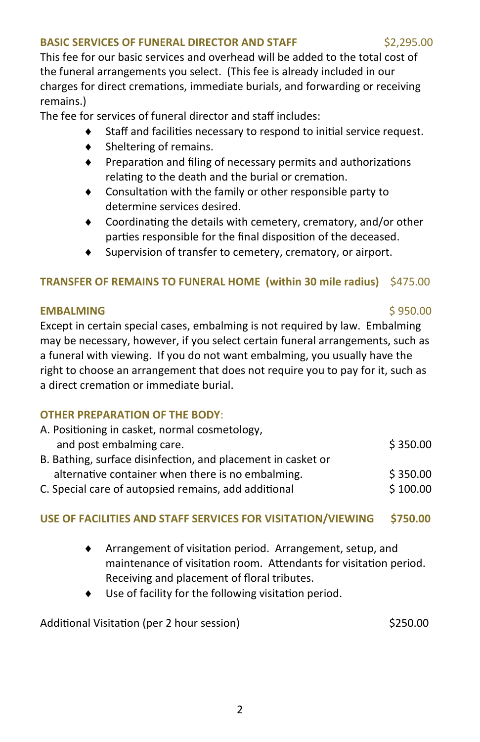**BASIC SERVICES OF FUNERAL DIRECTOR AND STAFF** $2,295.00

This fee for our basic services and overhead will be added to the total cost of the funeral arrangements you select. (This fee is already included in our charges for direct cremations, immediate burials, and forwarding or receiving remains.)

The fee for services of funeral director and staff includes:

- Staff and facilities necessary to respond to initial service request.
- Sheltering of remains.
- Preparation and filing of necessary permits and authorizations relating to the death and the burial or cremation.
- Consultation with the family or other responsible party to determine services desired.
- Coordinating the details with cemetery, crematory, and/or other parties responsible for the final disposition of the deceased.
- Supervision of transfer to cemetery, crematory, or airport.

**TRANSFER OF REMAINS TO FUNERAL HOME (within 30 mile radius)** $475.00

**EMBALMING** $ 950.00

Except in certain special cases, embalming is not required by law. Embalming may be necessary, however, if you select certain funeral arrangements, such as a funeral with viewing. If you do not want embalming, you usually have the right to choose an arrangement that does not require you to pay for it, such as a direct cremation or immediate burial.

**OTHER PREPARATION OF THE BODY**:

A. Positioning in casket, normal cosmetology, and post embalming care. $ 350.00

B. Bathing, surface disinfection, and placement in casket or alternative container when there is no embalming. $ 350.00

C. Special care of autopsied remains, add additional $ 100.00

**USE OF FACILITIES AND STAFF SERVICES FOR VISITATION/VIEWING** **$750.00**

- Arrangement of visitation period. Arrangement, setup, and maintenance of visitation room. Attendants for visitation period. Receiving and placement of floral tributes.
- Use of facility for the following visitation period.

Additional Visitation (per 2 hour session) $250.00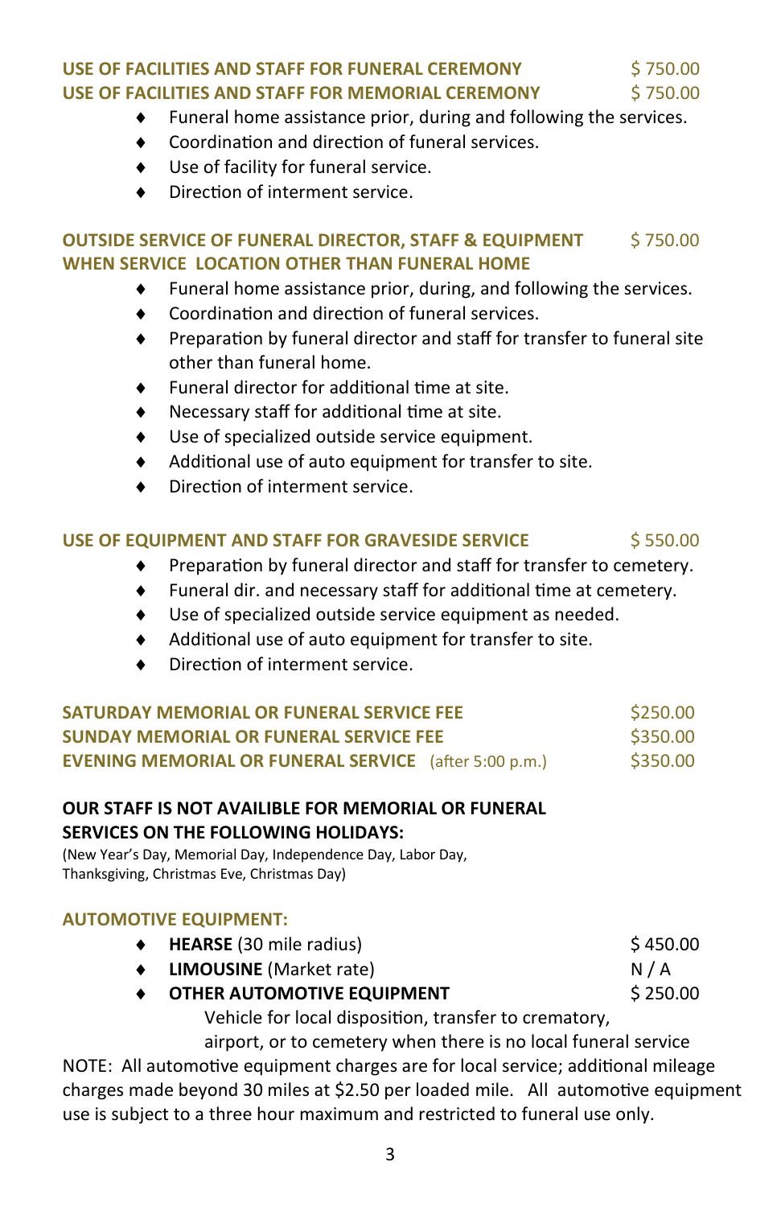**USE OF FACILITIES AND STAFF FOR FUNERAL CEREMONY** $ 750.00
**USE OF FACILITIES AND STAFF FOR MEMORIAL CEREMONY** $ 750.00

- Funeral home assistance prior, during and following the services.
- Coordination and direction of funeral services.
- Use of facility for funeral service.
- Direction of interment service.

**OUTSIDE SERVICE OF FUNERAL DIRECTOR, STAFF & EQUIPMENT WHEN SERVICE LOCATION OTHER THAN FUNERAL HOME** $ 750.00

- Funeral home assistance prior, during, and following the services.
- Coordination and direction of funeral services.
- Preparation by funeral director and staff for transfer to funeral site other than funeral home.
- Funeral director for additional time at site.
- Necessary staff for additional time at site.
- Use of specialized outside service equipment.
- Additional use of auto equipment for transfer to site.
- Direction of interment service.

**USE OF EQUIPMENT AND STAFF FOR GRAVESIDE SERVICE** $ 550.00

- Preparation by funeral director and staff for transfer to cemetery.
- Funeral dir. and necessary staff for additional time at cemetery.
- Use of specialized outside service equipment as needed.
- Additional use of auto equipment for transfer to site.
- Direction of interment service.

**SATURDAY MEMORIAL OR FUNERAL SERVICE FEE** $250.00
**SUNDAY MEMORIAL OR FUNERAL SERVICE FEE** $350.00
**EVENING MEMORIAL OR FUNERAL SERVICE** (after 5:00 p.m.) $350.00

**OUR STAFF IS NOT AVAILIBLE FOR MEMORIAL OR FUNERAL SERVICES ON THE FOLLOWING HOLIDAYS:**
(New Year's Day, Memorial Day, Independence Day, Labor Day, Thanksgiving, Christmas Eve, Christmas Day)

**AUTOMOTIVE EQUIPMENT:**

- **HEARSE** (30 mile radius) $ 450.00
- **LIMOUSINE** (Market rate) N / A
- **OTHER AUTOMOTIVE EQUIPMENT** $ 250.00
  Vehicle for local disposition, transfer to crematory, airport, or to cemetery when there is no local funeral service

NOTE: All automotive equipment charges are for local service; additional mileage charges made beyond 30 miles at $2.50 per loaded mile. All automotive equipment use is subject to a three hour maximum and restricted to funeral use only.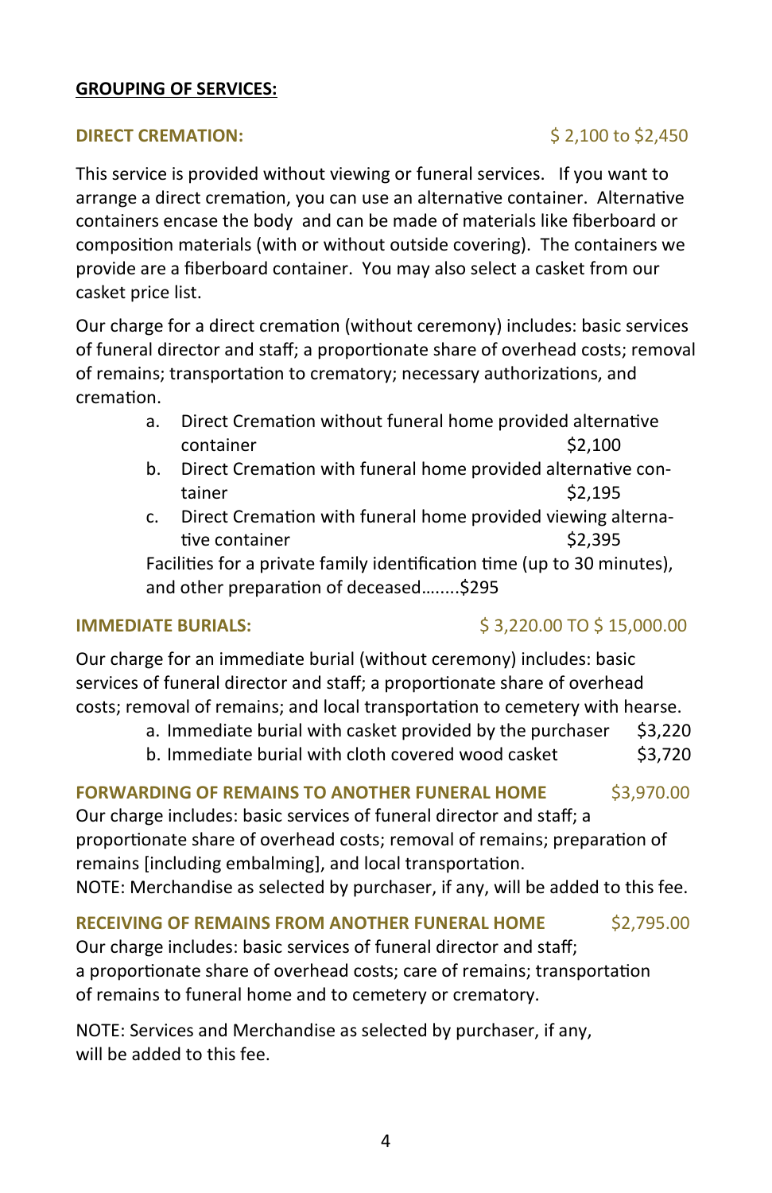**GROUPING OF SERVICES:**

**DIRECT CREMATION:** $ 2,100 to $2,450

This service is provided without viewing or funeral services. If you want to arrange a direct cremation, you can use an alternative container. Alternative containers encase the body and can be made of materials like fiberboard or composition materials (with or without outside covering). The containers we provide are a fiberboard container. You may also select a casket from our casket price list.

Our charge for a direct cremation (without ceremony) includes: basic services of funeral director and staff; a proportionate share of overhead costs; removal of remains; transportation to crematory; necessary authorizations, and cremation.

a. Direct Cremation without funeral home provided alternative container $2,100
b. Direct Cremation with funeral home provided alternative container $2,195
c. Direct Cremation with funeral home provided viewing alternative container $2,395

Facilities for a private family identification time (up to 30 minutes), and other preparation of deceased……..$295

**IMMEDIATE BURIALS:** $ 3,220.00 TO $ 15,000.00

Our charge for an immediate burial (without ceremony) includes: basic services of funeral director and staff; a proportionate share of overhead costs; removal of remains; and local transportation to cemetery with hearse.

a. Immediate burial with casket provided by the purchaser $3,220
b. Immediate burial with cloth covered wood casket $3,720

**FORWARDING OF REMAINS TO ANOTHER FUNERAL HOME** $3,970.00

Our charge includes: basic services of funeral director and staff; a proportionate share of overhead costs; removal of remains; preparation of remains [including embalming], and local transportation.
NOTE: Merchandise as selected by purchaser, if any, will be added to this fee.

**RECEIVING OF REMAINS FROM ANOTHER FUNERAL HOME** $2,795.00

Our charge includes: basic services of funeral director and staff; a proportionate share of overhead costs; care of remains; transportation of remains to funeral home and to cemetery or crematory.

NOTE: Services and Merchandise as selected by purchaser, if any, will be added to this fee.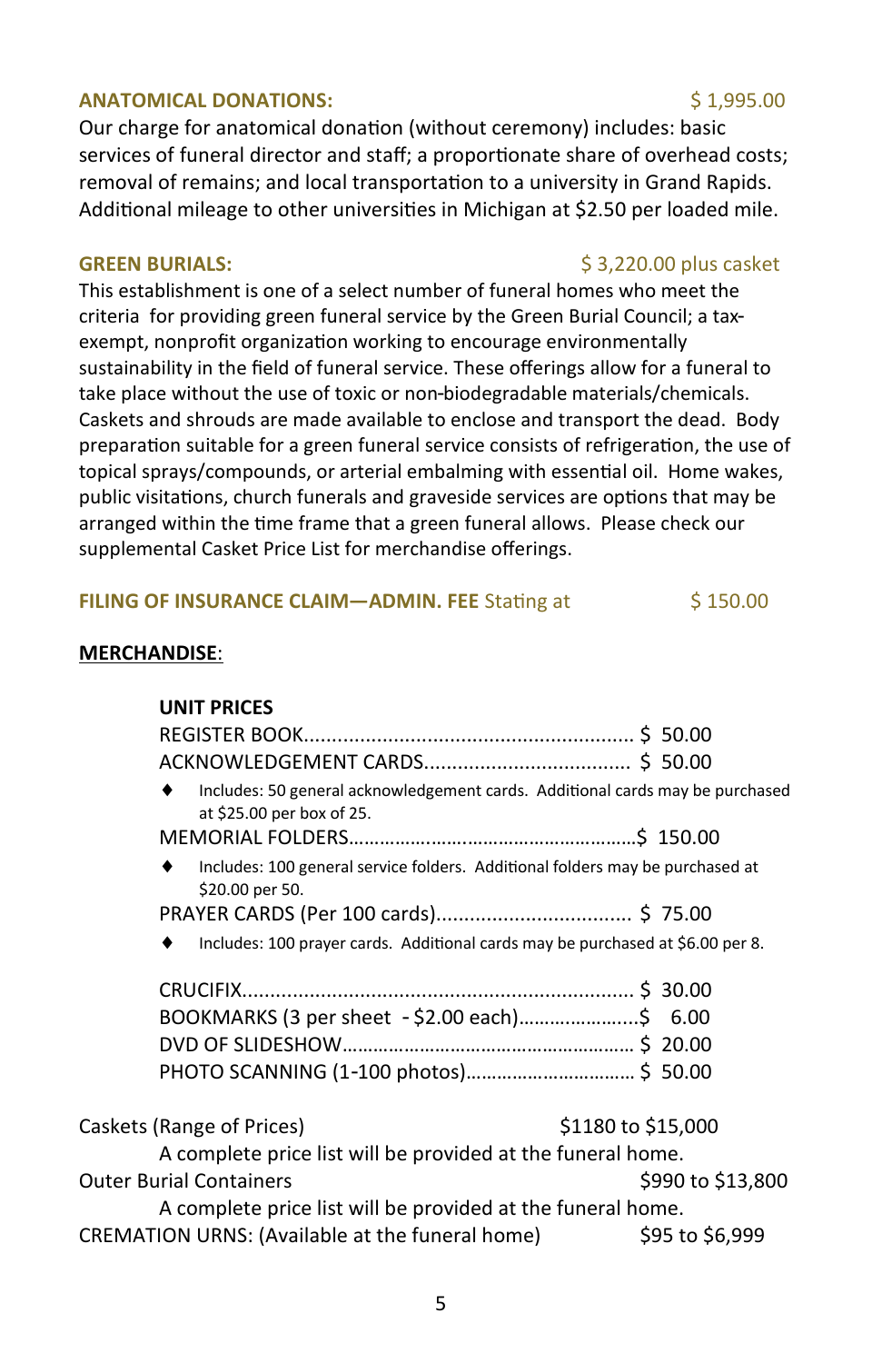**ANATOMICAL DONATIONS:** $ 1,995.00

Our charge for anatomical donation (without ceremony) includes: basic services of funeral director and staff; a proportionate share of overhead costs; removal of remains; and local transportation to a university in Grand Rapids. Additional mileage to other universities in Michigan at $2.50 per loaded mile.

**GREEN BURIALS:** $ 3,220.00 plus casket

This establishment is one of a select number of funeral homes who meet the criteria for providing green funeral service by the Green Burial Council; a tax-exempt, nonprofit organization working to encourage environmentally sustainability in the field of funeral service. These offerings allow for a funeral to take place without the use of toxic or non-biodegradable materials/chemicals. Caskets and shrouds are made available to enclose and transport the dead. Body preparation suitable for a green funeral service consists of refrigeration, the use of topical sprays/compounds, or arterial embalming with essential oil. Home wakes, public visitations, church funerals and graveside services are options that may be arranged within the time frame that a green funeral allows. Please check our supplemental Casket Price List for merchandise offerings.

**FILING OF INSURANCE CLAIM—ADMIN. FEE** Stating at $ 150.00

**MERCHANDISE**:

**UNIT PRICES**

REGISTER BOOK.......................................................... $ 50.00

ACKNOWLEDGEMENT CARDS.................................... $ 50.00

- Includes: 50 general acknowledgement cards. Additional cards may be purchased at $25.00 per box of 25.

MEMORIAL FOLDERS.....................................................$ 150.00

- Includes: 100 general service folders. Additional folders may be purchased at $20.00 per 50.

PRAYER CARDS (Per 100 cards).................................. $ 75.00

- Includes: 100 prayer cards. Additional cards may be purchased at $6.00 per 8.

CRUCIFIX.................................................................... $ 30.00

BOOKMARKS (3 per sheet - $2.00 each).......................$ 6.00

DVD OF SLIDESHOW...................................................... $ 20.00

PHOTO SCANNING (1-100 photos)................................ $ 50.00

Caskets (Range of Prices) $1180 to $15,000

A complete price list will be provided at the funeral home.

Outer Burial Containers $990 to $13,800

A complete price list will be provided at the funeral home.

CREMATION URNS: (Available at the funeral home) $95 to $6,999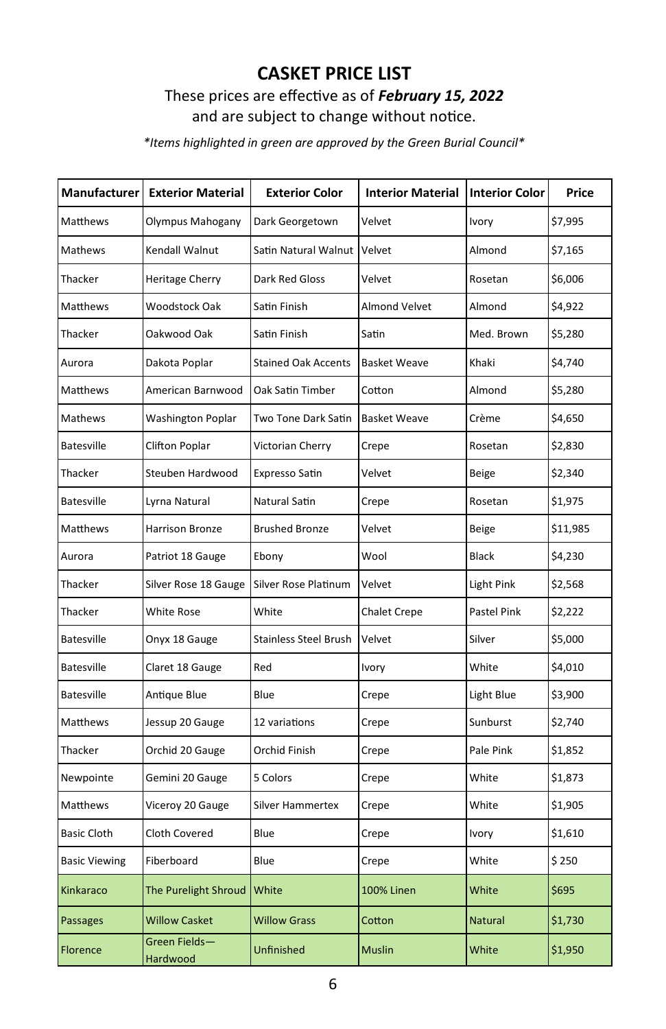# CASKET PRICE LIST

These prices are effective as of ***February 15, 2022*** and are subject to change without notice.

*\*Items highlighted in green are approved by the Green Burial Council\**

| Manufacturer | Exterior Material | Exterior Color | Interior Material | Interior Color | Price |
|---|---|---|---|---|---|
| Matthews | Olympus Mahogany | Dark Georgetown | Velvet | Ivory | $7,995 |
| Mathews | Kendall Walnut | Satin Natural Walnut | Velvet | Almond | $7,165 |
| Thacker | Heritage Cherry | Dark Red Gloss | Velvet | Rosetan | $6,006 |
| Matthews | Woodstock Oak | Satin Finish | Almond Velvet | Almond | $4,922 |
| Thacker | Oakwood Oak | Satin Finish | Satin | Med. Brown | $5,280 |
| Aurora | Dakota Poplar | Stained Oak Accents | Basket Weave | Khaki | $4,740 |
| Matthews | American Barnwood | Oak Satin Timber | Cotton | Almond | $5,280 |
| Mathews | Washington Poplar | Two Tone Dark Satin | Basket Weave | Crème | $4,650 |
| Batesville | Clifton Poplar | Victorian Cherry | Crepe | Rosetan | $2,830 |
| Thacker | Steuben Hardwood | Expresso Satin | Velvet | Beige | $2,340 |
| Batesville | Lyrna Natural | Natural Satin | Crepe | Rosetan | $1,975 |
| Matthews | Harrison Bronze | Brushed Bronze | Velvet | Beige | $11,985 |
| Aurora | Patriot 18 Gauge | Ebony | Wool | Black | $4,230 |
| Thacker | Silver Rose 18 Gauge | Silver Rose Platinum | Velvet | Light Pink | $2,568 |
| Thacker | White Rose | White | Chalet Crepe | Pastel Pink | $2,222 |
| Batesville | Onyx 18 Gauge | Stainless Steel Brush | Velvet | Silver | $5,000 |
| Batesville | Claret 18 Gauge | Red | Ivory | White | $4,010 |
| Batesville | Antique Blue | Blue | Crepe | Light Blue | $3,900 |
| Matthews | Jessup 20 Gauge | 12 variations | Crepe | Sunburst | $2,740 |
| Thacker | Orchid 20 Gauge | Orchid Finish | Crepe | Pale Pink | $1,852 |
| Newpointe | Gemini 20 Gauge | 5 Colors | Crepe | White | $1,873 |
| Matthews | Viceroy 20 Gauge | Silver Hammertex | Crepe | White | $1,905 |
| Basic Cloth | Cloth Covered | Blue | Crepe | Ivory | $1,610 |
| Basic Viewing | Fiberboard | Blue | Crepe | White | $ 250 |
| Kinkaraco | The Purelight Shroud | White | 100% Linen | White | $695 |
| Passages | Willow Casket | Willow Grass | Cotton | Natural | $1,730 |
| Florence | Green Fields—Hardwood | Unfinished | Muslin | White | $1,950 |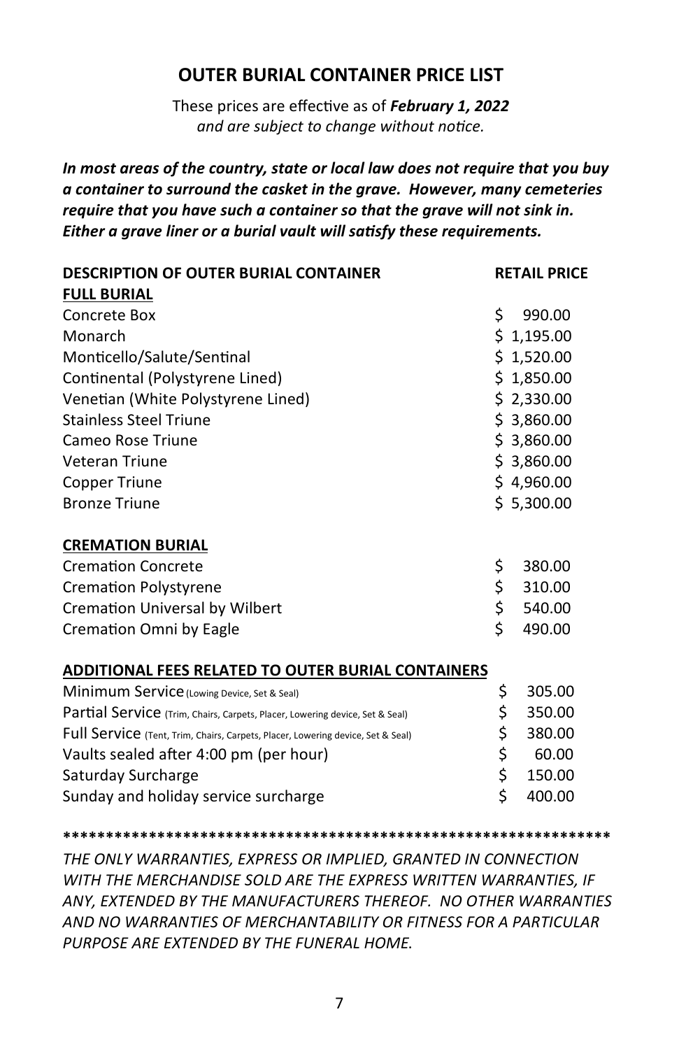## OUTER BURIAL CONTAINER PRICE LIST

These prices are effective as of ***February 1, 2022***
*and are subject to change without notice.*

***In most areas of the country, state or local law does not require that you buy a container to surround the casket in the grave. However, many cemeteries require that you have such a container so that the grave will not sink in. Either a grave liner or a burial vault will satisfy these requirements.***

| DESCRIPTION OF OUTER BURIAL CONTAINER | RETAIL PRICE |
|---|---|
| **FULL BURIAL** | |
| Concrete Box | $ 990.00 |
| Monarch | $ 1,195.00 |
| Monticello/Salute/Sentinal | $ 1,520.00 |
| Continental (Polystyrene Lined) | $ 1,850.00 |
| Venetian (White Polystyrene Lined) | $ 2,330.00 |
| Stainless Steel Triune | $ 3,860.00 |
| Cameo Rose Triune | $ 3,860.00 |
| Veteran Triune | $ 3,860.00 |
| Copper Triune | $ 4,960.00 |
| Bronze Triune | $ 5,300.00 |
| **CREMATION BURIAL** | |
| Cremation Concrete | $ 380.00 |
| Cremation Polystyrene | $ 310.00 |
| Cremation Universal by Wilbert | $ 540.00 |
| Cremation Omni by Eagle | $ 490.00 |
| **ADDITIONAL FEES RELATED TO OUTER BURIAL CONTAINERS** | |
| Minimum Service (Lowing Device, Set & Seal) | $ 305.00 |
| Partial Service (Trim, Chairs, Carpets, Placer, Lowering device, Set & Seal) | $ 350.00 |
| Full Service (Tent, Trim, Chairs, Carpets, Placer, Lowering device, Set & Seal) | $ 380.00 |
| Vaults sealed after 4:00 pm (per hour) | $ 60.00 |
| Saturday Surcharge | $ 150.00 |
| Sunday and holiday service surcharge | $ 400.00 |

****************************************************************

*THE ONLY WARRANTIES, EXPRESS OR IMPLIED, GRANTED IN CONNECTION WITH THE MERCHANDISE SOLD ARE THE EXPRESS WRITTEN WARRANTIES, IF ANY, EXTENDED BY THE MANUFACTURERS THEREOF. NO OTHER WARRANTIES AND NO WARRANTIES OF MERCHANTABILITY OR FITNESS FOR A PARTICULAR PURPOSE ARE EXTENDED BY THE FUNERAL HOME.*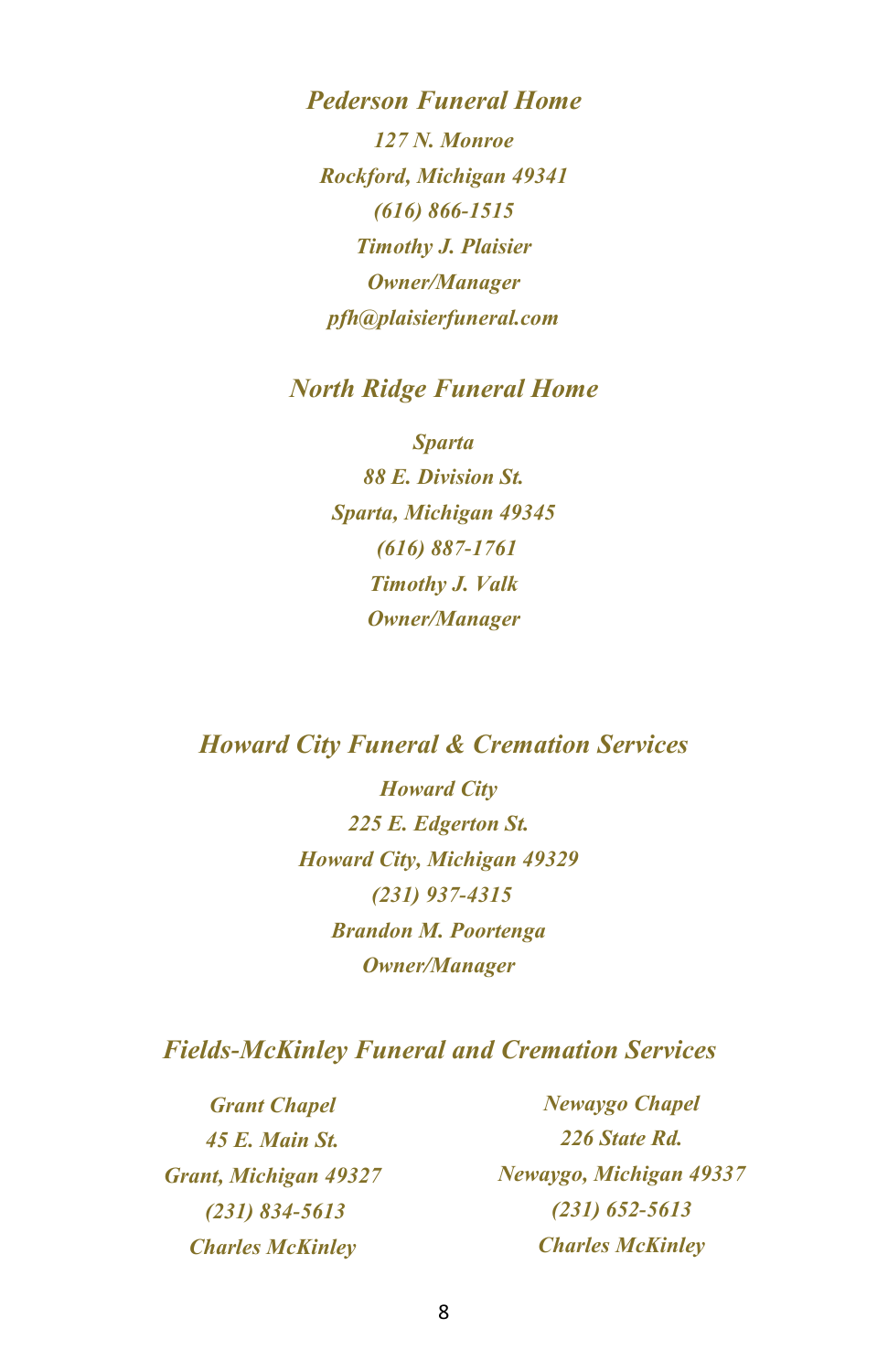## *Pederson Funeral Home*

*127 N. Monroe*

*Rockford, Michigan 49341*

*(616) 866-1515*

*Timothy J. Plaisier*

*Owner/Manager*

*pfh@plaisierfuneral.com*

## *North Ridge Funeral Home*

*Sparta*

*88 E. Division St.*

*Sparta, Michigan 49345*

*(616) 887-1761*

*Timothy J. Valk*

*Owner/Manager*

## *Howard City Funeral & Cremation Services*

*Howard City*

*225 E. Edgerton St.*

*Howard City, Michigan 49329*

*(231) 937-4315*

*Brandon M. Poortenga*

*Owner/Manager*

## *Fields-McKinley Funeral and Cremation Services*

*Grant Chapel*

*45 E. Main St.*

*Grant, Michigan 49327*

*(231) 834-5613*

*Charles McKinley*

*Newaygo Chapel*

*226 State Rd.*

*Newaygo, Michigan 49337*

*(231) 652-5613*

*Charles McKinley*